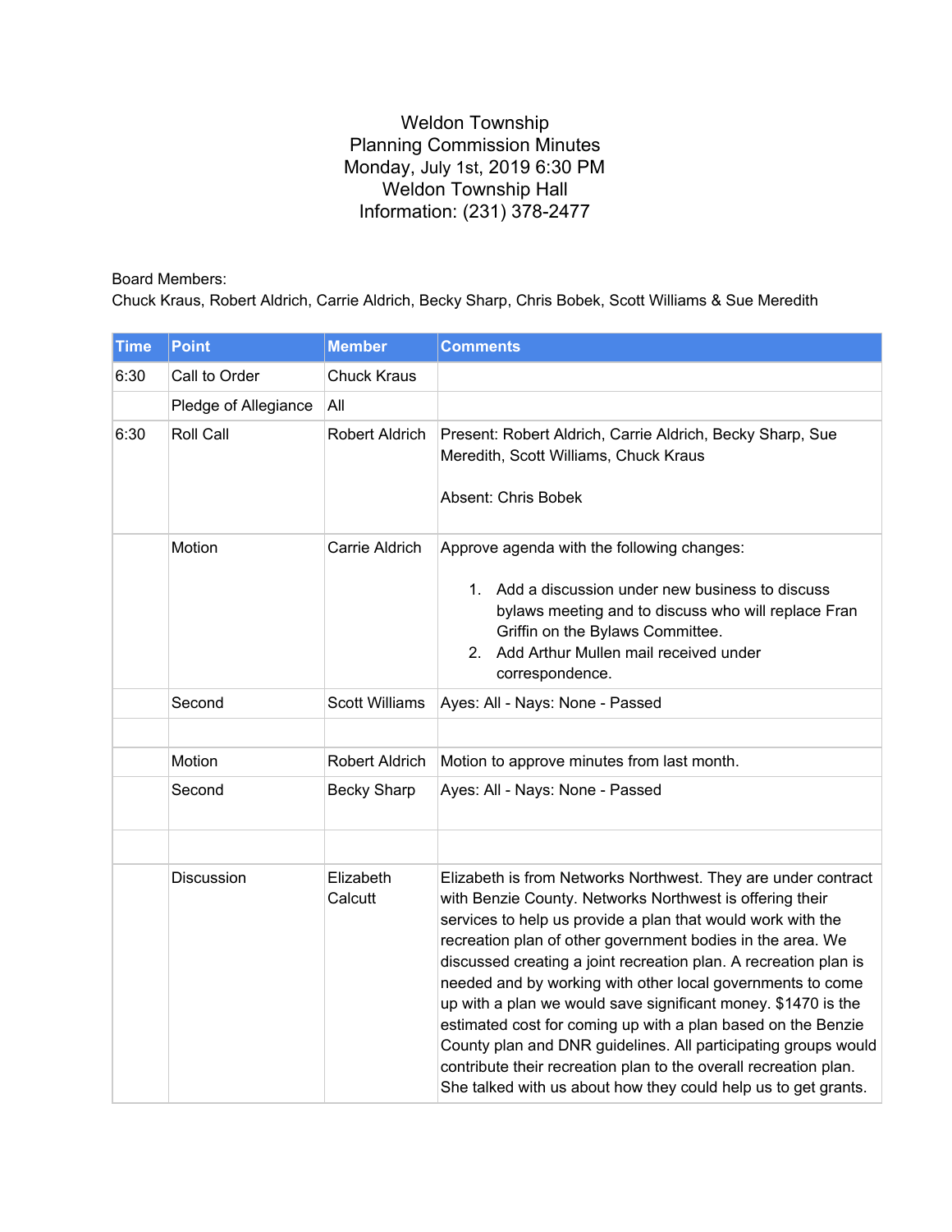Weldon Township
Planning Commission Minutes
Monday, July 1st, 2019 6:30 PM
Weldon Township Hall
Information: (231) 378-2477

Board Members:
Chuck Kraus, Robert Aldrich, Carrie Aldrich, Becky Sharp, Chris Bobek, Scott Williams & Sue Meredith

| Time | Point | Member | Comments |
|---|---|---|---|
| 6:30 | Call to Order | Chuck Kraus | |
| | Pledge of Allegiance | All | |
| 6:30 | Roll Call | Robert Aldrich | Present: Robert Aldrich, Carrie Aldrich, Becky Sharp, Sue Meredith, Scott Williams, Chuck Kraus<br><br>Absent: Chris Bobek |
| | Motion | Carrie Aldrich | Approve agenda with the following changes:<br>1. Add a discussion under new business to discuss bylaws meeting and to discuss who will replace Fran Griffin on the Bylaws Committee.<br>2. Add Arthur Mullen mail received under correspondence. |
| | Second | Scott Williams | Ayes: All - Nays: None - Passed |
| | | | |
| | Motion | Robert Aldrich | Motion to approve minutes from last month. |
| | Second | Becky Sharp | Ayes: All - Nays: None - Passed |
| | | | |
| | Discussion | Elizabeth Calcutt | Elizabeth is from Networks Northwest. They are under contract with Benzie County. Networks Northwest is offering their services to help us provide a plan that would work with the recreation plan of other government bodies in the area. We discussed creating a joint recreation plan. A recreation plan is needed and by working with other local governments to come up with a plan we would save significant money. $1470 is the estimated cost for coming up with a plan based on the Benzie County plan and DNR guidelines. All participating groups would contribute their recreation plan to the overall recreation plan. She talked with us about how they could help us to get grants. |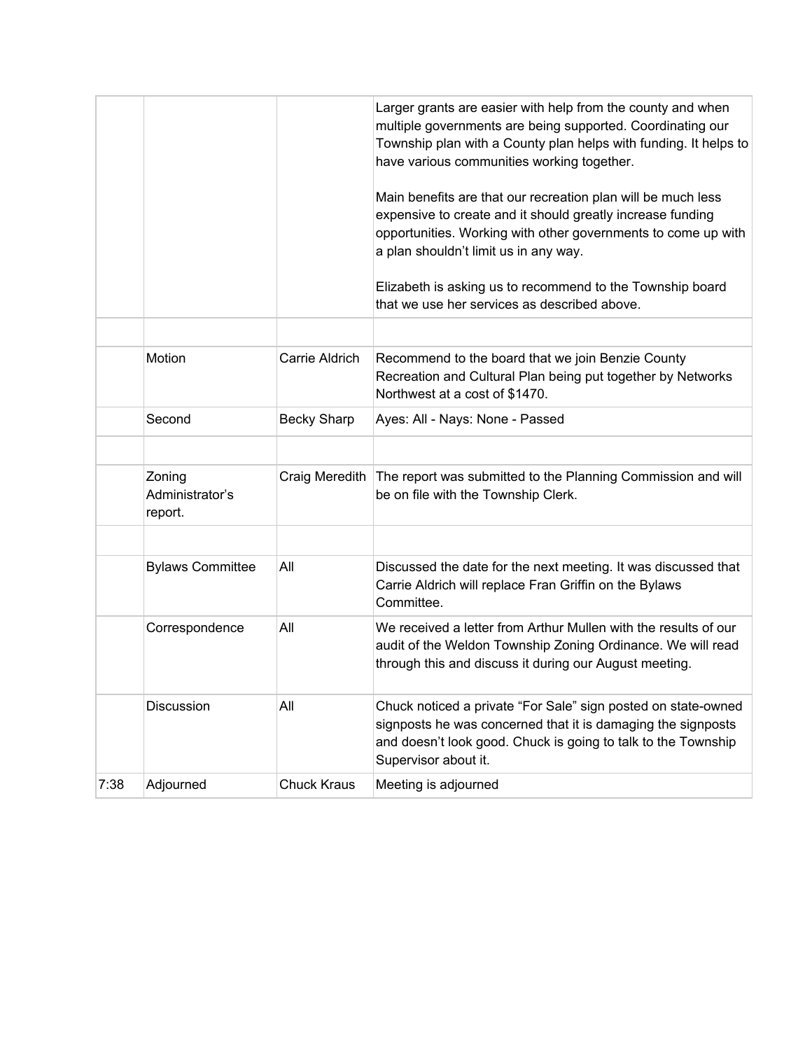| | | | |
|---|---|---|---|
| | | | Larger grants are easier with help from the county and when multiple governments are being supported. Coordinating our Township plan with a County plan helps with funding. It helps to have various communities working together.<br><br>Main benefits are that our recreation plan will be much less expensive to create and it should greatly increase funding opportunities. Working with other governments to come up with a plan shouldn't limit us in any way.<br><br>Elizabeth is asking us to recommend to the Township board that we use her services as described above. |
| | | | |
| | Motion | Carrie Aldrich | Recommend to the board that we join Benzie County Recreation and Cultural Plan being put together by Networks Northwest at a cost of $1470. |
| | Second | Becky Sharp | Ayes: All - Nays: None - Passed |
| | | | |
| | Zoning Administrator's report. | Craig Meredith | The report was submitted to the Planning Commission and will be on file with the Township Clerk. |
| | | | |
| | Bylaws Committee | All | Discussed the date for the next meeting. It was discussed that Carrie Aldrich will replace Fran Griffin on the Bylaws Committee. |
| | Correspondence | All | We received a letter from Arthur Mullen with the results of our audit of the Weldon Township Zoning Ordinance. We will read through this and discuss it during our August meeting. |
| | Discussion | All | Chuck noticed a private "For Sale" sign posted on state-owned signposts he was concerned that it is damaging the signposts and doesn't look good. Chuck is going to talk to the Township Supervisor about it. |
| 7:38 | Adjourned | Chuck Kraus | Meeting is adjourned |